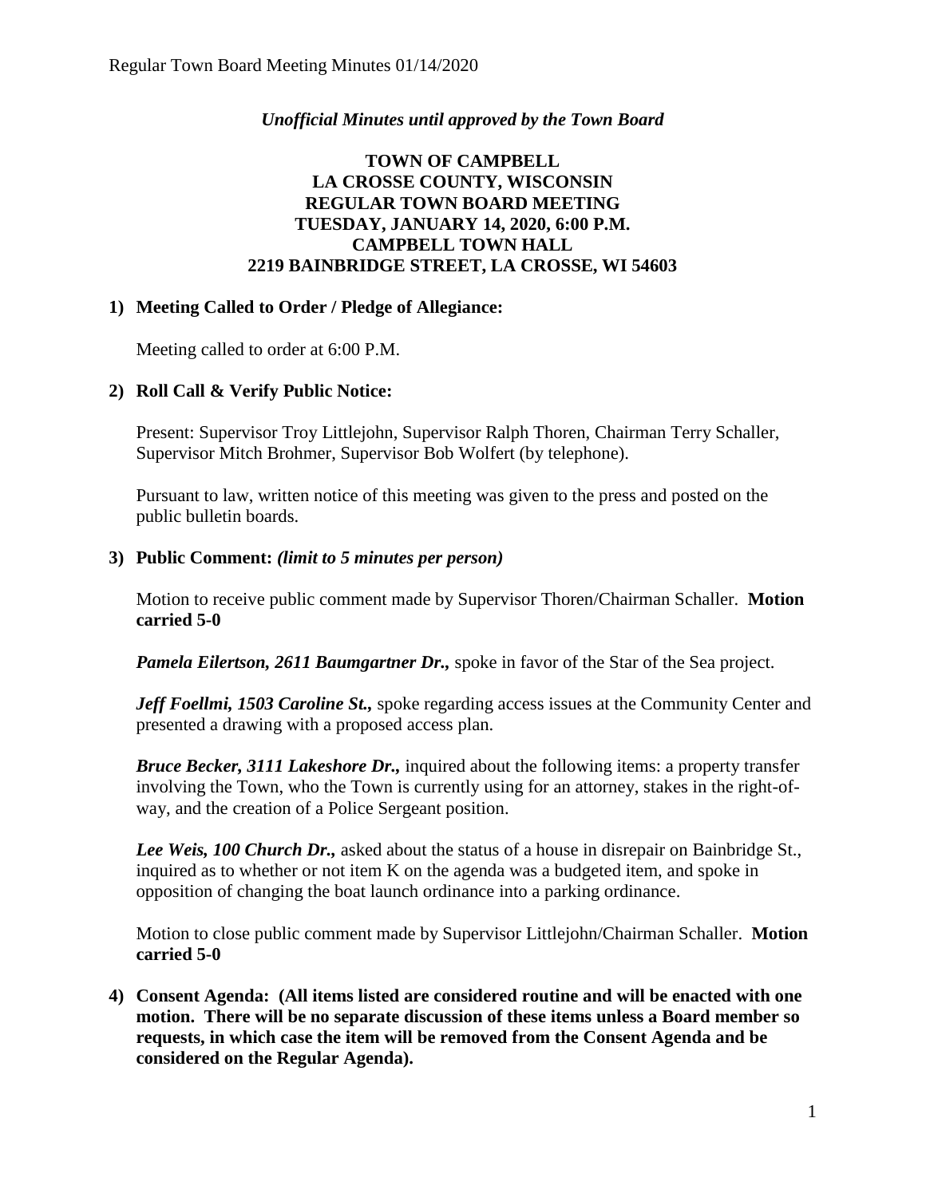*Unofficial Minutes until approved by the Town Board*

# TOWN OF CAMPBELL
# LA CROSSE COUNTY, WISCONSIN
# REGULAR TOWN BOARD MEETING
# TUESDAY, JANUARY 14, 2020, 6:00 P.M.
# CAMPBELL TOWN HALL
# 2219 BAINBRIDGE STREET, LA CROSSE, WI 54603

**1) Meeting Called to Order / Pledge of Allegiance:**

Meeting called to order at 6:00 P.M.

**2) Roll Call & Verify Public Notice:**

Present: Supervisor Troy Littlejohn, Supervisor Ralph Thoren, Chairman Terry Schaller, Supervisor Mitch Brohmer, Supervisor Bob Wolfert (by telephone).

Pursuant to law, written notice of this meeting was given to the press and posted on the public bulletin boards.

**3) Public Comment:** ***(limit to 5 minutes per person)***

Motion to receive public comment made by Supervisor Thoren/Chairman Schaller. **Motion carried 5-0**

***Pamela Eilertson, 2611 Baumgartner Dr.,*** spoke in favor of the Star of the Sea project.

***Jeff Foellmi, 1503 Caroline St.,*** spoke regarding access issues at the Community Center and presented a drawing with a proposed access plan.

***Bruce Becker, 3111 Lakeshore Dr.,*** inquired about the following items: a property transfer involving the Town, who the Town is currently using for an attorney, stakes in the right-of-way, and the creation of a Police Sergeant position.

***Lee Weis, 100 Church Dr.,*** asked about the status of a house in disrepair on Bainbridge St., inquired as to whether or not item K on the agenda was a budgeted item, and spoke in opposition of changing the boat launch ordinance into a parking ordinance.

Motion to close public comment made by Supervisor Littlejohn/Chairman Schaller. **Motion carried 5-0**

**4) Consent Agenda: (All items listed are considered routine and will be enacted with one motion. There will be no separate discussion of these items unless a Board member so requests, in which case the item will be removed from the Consent Agenda and be considered on the Regular Agenda).**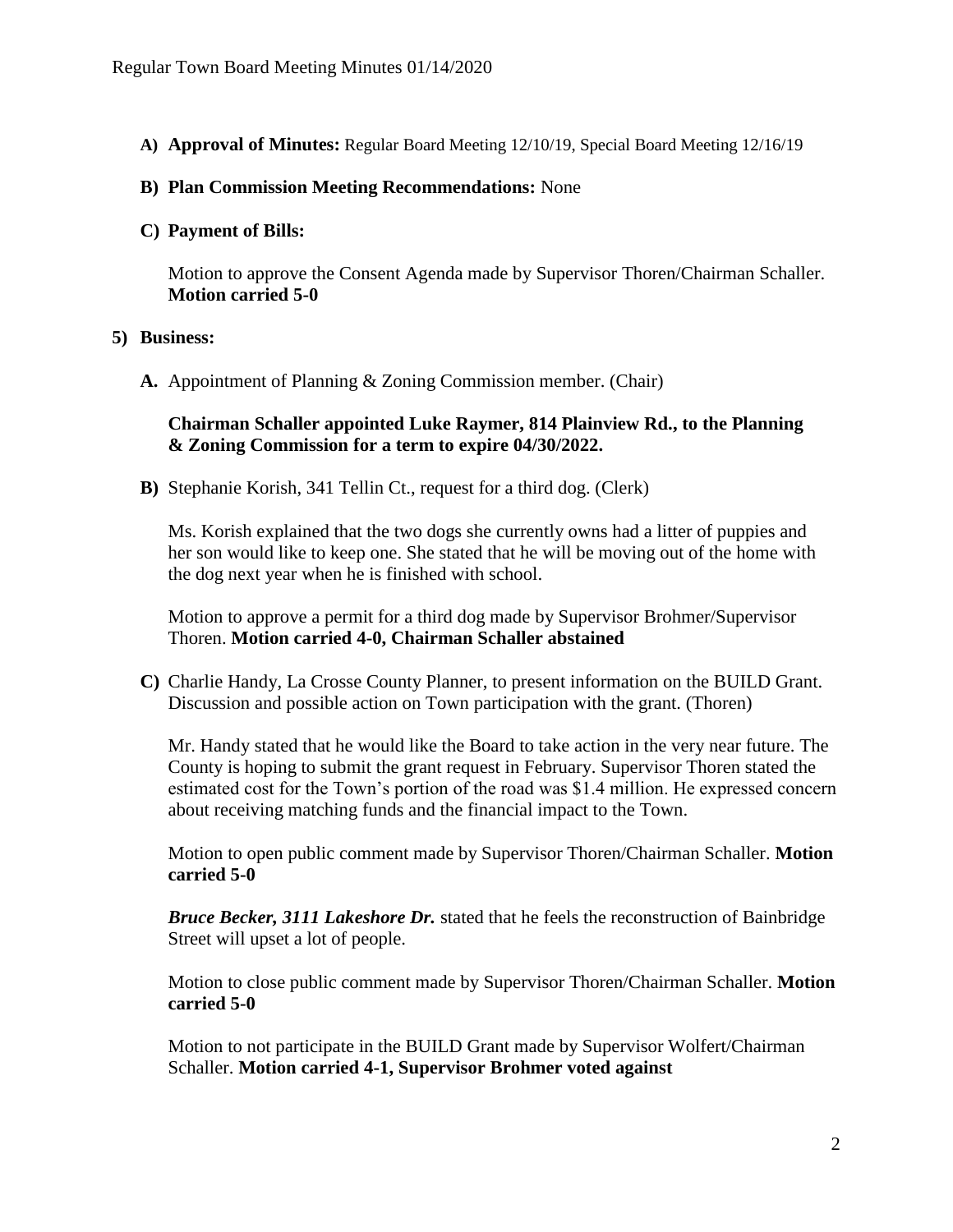**A) Approval of Minutes:** Regular Board Meeting 12/10/19, Special Board Meeting 12/16/19

**B) Plan Commission Meeting Recommendations:** None

**C) Payment of Bills:**

Motion to approve the Consent Agenda made by Supervisor Thoren/Chairman Schaller. **Motion carried 5-0**

**5) Business:**

**A.** Appointment of Planning & Zoning Commission member. (Chair)

**Chairman Schaller appointed Luke Raymer, 814 Plainview Rd., to the Planning & Zoning Commission for a term to expire 04/30/2022.**

**B)** Stephanie Korish, 341 Tellin Ct., request for a third dog. (Clerk)

Ms. Korish explained that the two dogs she currently owns had a litter of puppies and her son would like to keep one. She stated that he will be moving out of the home with the dog next year when he is finished with school.

Motion to approve a permit for a third dog made by Supervisor Brohmer/Supervisor Thoren. **Motion carried 4-0, Chairman Schaller abstained**

**C)** Charlie Handy, La Crosse County Planner, to present information on the BUILD Grant. Discussion and possible action on Town participation with the grant. (Thoren)

Mr. Handy stated that he would like the Board to take action in the very near future. The County is hoping to submit the grant request in February. Supervisor Thoren stated the estimated cost for the Town's portion of the road was $1.4 million. He expressed concern about receiving matching funds and the financial impact to the Town.

Motion to open public comment made by Supervisor Thoren/Chairman Schaller. **Motion carried 5-0**

***Bruce Becker, 3111 Lakeshore Dr.*** stated that he feels the reconstruction of Bainbridge Street will upset a lot of people.

Motion to close public comment made by Supervisor Thoren/Chairman Schaller. **Motion carried 5-0**

Motion to not participate in the BUILD Grant made by Supervisor Wolfert/Chairman Schaller. **Motion carried 4-1, Supervisor Brohmer voted against**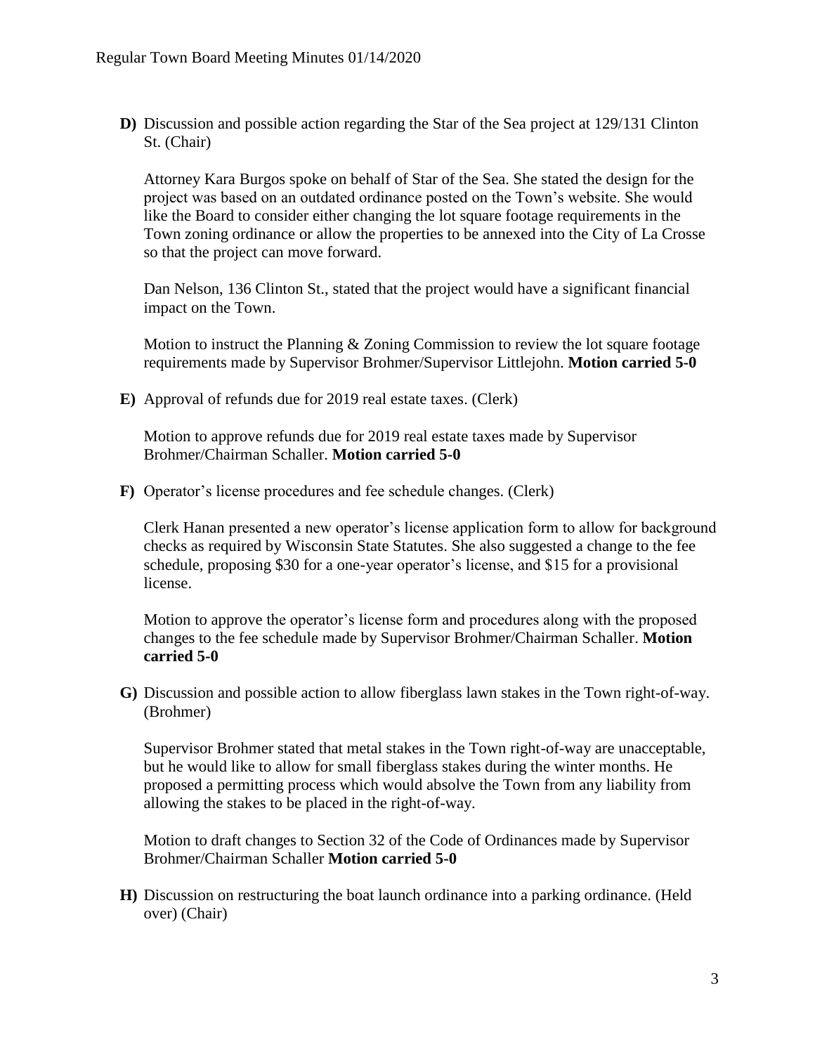**D)** Discussion and possible action regarding the Star of the Sea project at 129/131 Clinton St. (Chair)

Attorney Kara Burgos spoke on behalf of Star of the Sea. She stated the design for the project was based on an outdated ordinance posted on the Town's website. She would like the Board to consider either changing the lot square footage requirements in the Town zoning ordinance or allow the properties to be annexed into the City of La Crosse so that the project can move forward.

Dan Nelson, 136 Clinton St., stated that the project would have a significant financial impact on the Town.

Motion to instruct the Planning & Zoning Commission to review the lot square footage requirements made by Supervisor Brohmer/Supervisor Littlejohn. **Motion carried 5-0**

**E)** Approval of refunds due for 2019 real estate taxes. (Clerk)

Motion to approve refunds due for 2019 real estate taxes made by Supervisor Brohmer/Chairman Schaller. **Motion carried 5-0**

**F)** Operator's license procedures and fee schedule changes. (Clerk)

Clerk Hanan presented a new operator's license application form to allow for background checks as required by Wisconsin State Statutes. She also suggested a change to the fee schedule, proposing $30 for a one-year operator's license, and $15 for a provisional license.

Motion to approve the operator's license form and procedures along with the proposed changes to the fee schedule made by Supervisor Brohmer/Chairman Schaller. **Motion carried 5-0**

**G)** Discussion and possible action to allow fiberglass lawn stakes in the Town right-of-way. (Brohmer)

Supervisor Brohmer stated that metal stakes in the Town right-of-way are unacceptable, but he would like to allow for small fiberglass stakes during the winter months. He proposed a permitting process which would absolve the Town from any liability from allowing the stakes to be placed in the right-of-way.

Motion to draft changes to Section 32 of the Code of Ordinances made by Supervisor Brohmer/Chairman Schaller **Motion carried 5-0**

**H)** Discussion on restructuring the boat launch ordinance into a parking ordinance. (Held over) (Chair)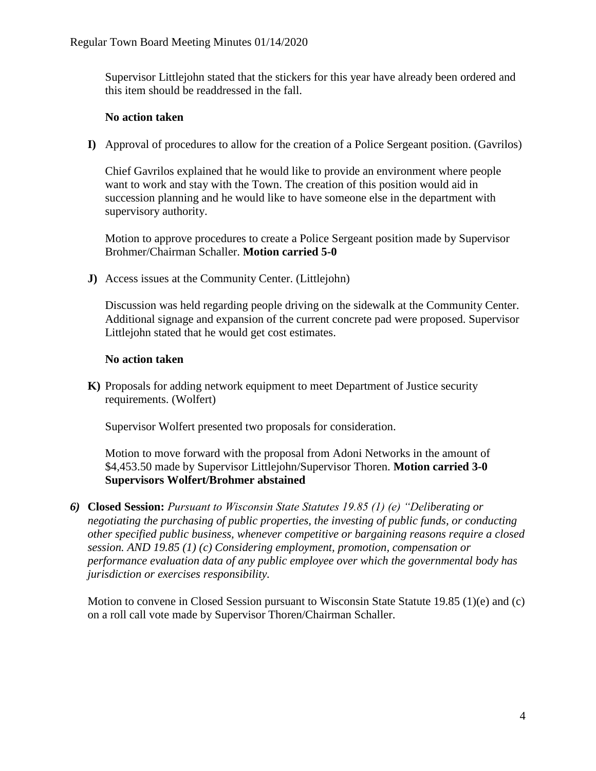Supervisor Littlejohn stated that the stickers for this year have already been ordered and this item should be readdressed in the fall.

**No action taken**

**I)** Approval of procedures to allow for the creation of a Police Sergeant position. (Gavrilos)

Chief Gavrilos explained that he would like to provide an environment where people want to work and stay with the Town. The creation of this position would aid in succession planning and he would like to have someone else in the department with supervisory authority.

Motion to approve procedures to create a Police Sergeant position made by Supervisor Brohmer/Chairman Schaller. **Motion carried 5-0**

**J)** Access issues at the Community Center. (Littlejohn)

Discussion was held regarding people driving on the sidewalk at the Community Center. Additional signage and expansion of the current concrete pad were proposed. Supervisor Littlejohn stated that he would get cost estimates.

**No action taken**

**K)** Proposals for adding network equipment to meet Department of Justice security requirements. (Wolfert)

Supervisor Wolfert presented two proposals for consideration.

Motion to move forward with the proposal from Adoni Networks in the amount of $4,453.50 made by Supervisor Littlejohn/Supervisor Thoren. **Motion carried 3-0 Supervisors Wolfert/Brohmer abstained**

***6)*** **Closed Session:** *Pursuant to Wisconsin State Statutes 19.85 (1) (e) "Deliberating or negotiating the purchasing of public properties, the investing of public funds, or conducting other specified public business, whenever competitive or bargaining reasons require a closed session. AND 19.85 (1) (c) Considering employment, promotion, compensation or performance evaluation data of any public employee over which the governmental body has jurisdiction or exercises responsibility.*

Motion to convene in Closed Session pursuant to Wisconsin State Statute 19.85 (1)(e) and (c) on a roll call vote made by Supervisor Thoren/Chairman Schaller.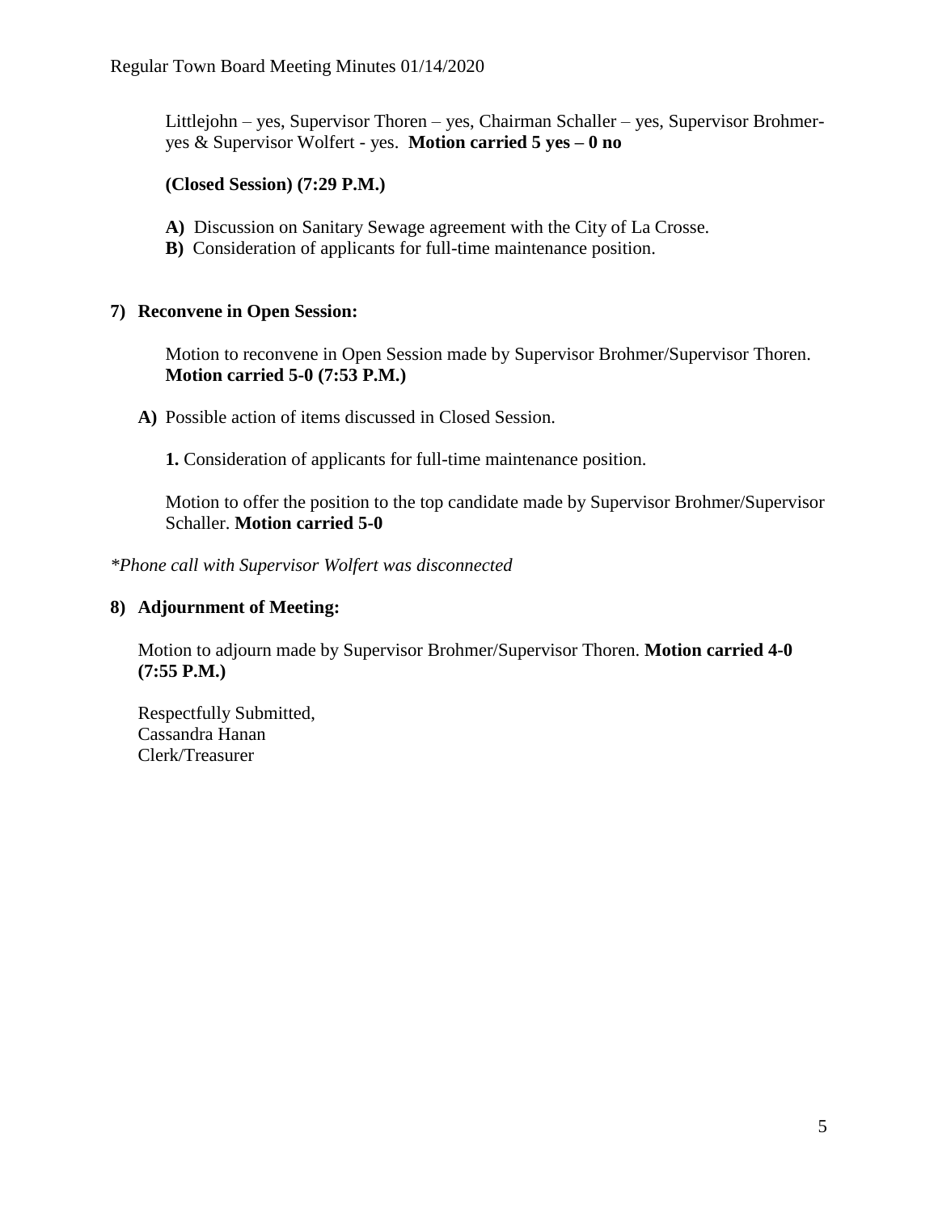Littlejohn – yes, Supervisor Thoren – yes, Chairman Schaller – yes, Supervisor Brohmer-yes & Supervisor Wolfert - yes. **Motion carried 5 yes – 0 no**

**(Closed Session) (7:29 P.M.)**

**A)** Discussion on Sanitary Sewage agreement with the City of La Crosse.
**B)** Consideration of applicants for full-time maintenance position.

**7) Reconvene in Open Session:**

Motion to reconvene in Open Session made by Supervisor Brohmer/Supervisor Thoren. **Motion carried 5-0 (7:53 P.M.)**

**A)** Possible action of items discussed in Closed Session.

**1.** Consideration of applicants for full-time maintenance position.

Motion to offer the position to the top candidate made by Supervisor Brohmer/Supervisor Schaller. **Motion carried 5-0**

*\*Phone call with Supervisor Wolfert was disconnected*

**8) Adjournment of Meeting:**

Motion to adjourn made by Supervisor Brohmer/Supervisor Thoren. **Motion carried 4-0 (7:55 P.M.)**

Respectfully Submitted,
Cassandra Hanan
Clerk/Treasurer